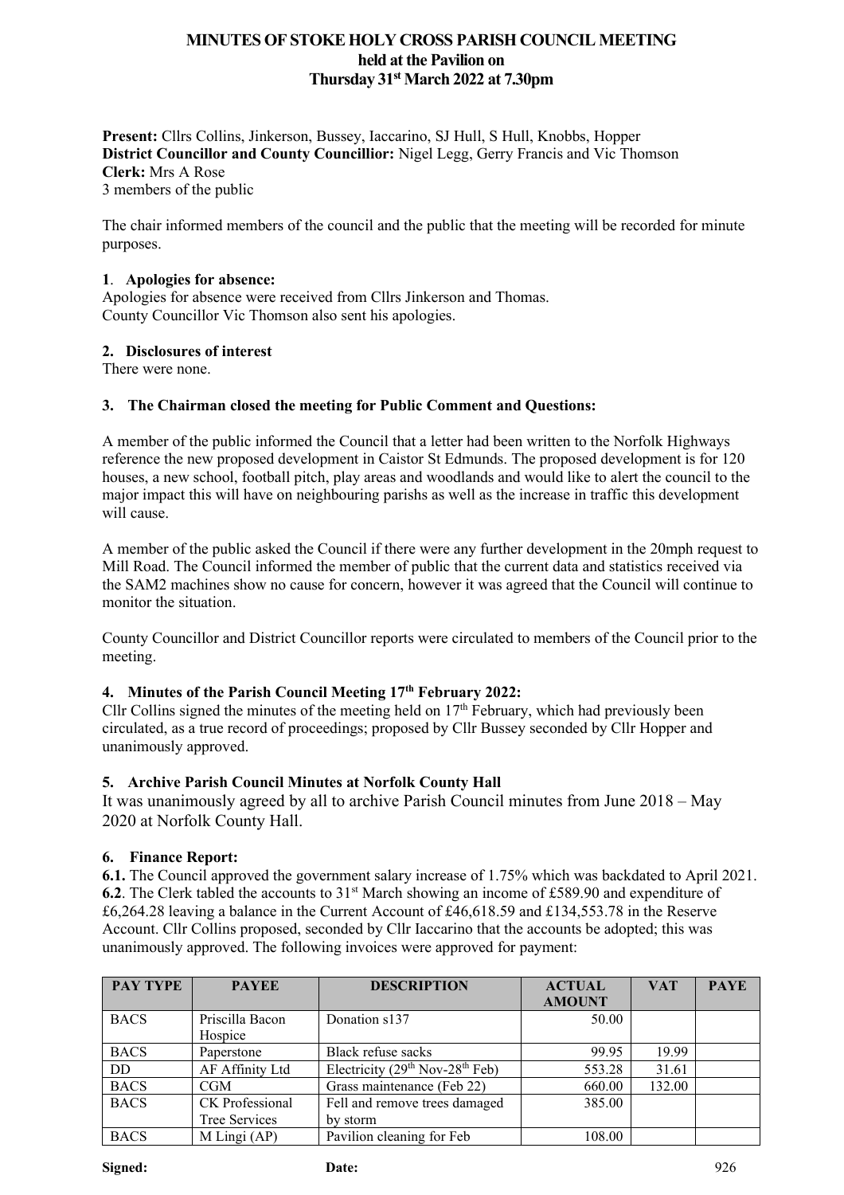# MINUTES OF STOKE HOLY CROSS PARISH COUNCIL MEETING
## held at the Pavilion on
## Thursday 31st March 2022 at 7.30pm

**Present:** Cllrs Collins, Jinkerson, Bussey, Iaccarino, SJ Hull, S Hull, Knobbs, Hopper
**District Councillor and County Councillior:** Nigel Legg, Gerry Francis and Vic Thomson
**Clerk:** Mrs A Rose
3 members of the public

The chair informed members of the council and the public that the meeting will be recorded for minute purposes.

### 1. Apologies for absence:

Apologies for absence were received from Cllrs Jinkerson and Thomas.
County Councillor Vic Thomson also sent his apologies.

### 2. Disclosures of interest

There were none.

### 3. The Chairman closed the meeting for Public Comment and Questions:

A member of the public informed the Council that a letter had been written to the Norfolk Highways reference the new proposed development in Caistor St Edmunds. The proposed development is for 120 houses, a new school, football pitch, play areas and woodlands and would like to alert the council to the major impact this will have on neighbouring parishs as well as the increase in traffic this development will cause.

A member of the public asked the Council if there were any further development in the 20mph request to Mill Road. The Council informed the member of public that the current data and statistics received via the SAM2 machines show no cause for concern, however it was agreed that the Council will continue to monitor the situation.

County Councillor and District Councillor reports were circulated to members of the Council prior to the meeting.

### 4. Minutes of the Parish Council Meeting 17th February 2022:

Cllr Collins signed the minutes of the meeting held on 17th February, which had previously been circulated, as a true record of proceedings; proposed by Cllr Bussey seconded by Cllr Hopper and unanimously approved.

### 5. Archive Parish Council Minutes at Norfolk County Hall

It was unanimously agreed by all to archive Parish Council minutes from June 2018 – May 2020 at Norfolk County Hall.

### 6. Finance Report:

**6.1.** The Council approved the government salary increase of 1.75% which was backdated to April 2021.
**6.2**. The Clerk tabled the accounts to 31st March showing an income of £589.90 and expenditure of £6,264.28 leaving a balance in the Current Account of £46,618.59 and £134,553.78 in the Reserve Account. Cllr Collins proposed, seconded by Cllr Iaccarino that the accounts be adopted; this was unanimously approved. The following invoices were approved for payment:

| PAY TYPE | PAYEE | DESCRIPTION | ACTUAL AMOUNT | VAT | PAYE |
|---|---|---|---|---|---|
| BACS | Priscilla Bacon Hospice | Donation s137 | 50.00 | | |
| BACS | Paperstone | Black refuse sacks | 99.95 | 19.99 | |
| DD | AF Affinity Ltd | Electricity (29th Nov-28th Feb) | 553.28 | 31.61 | |
| BACS | CGM | Grass maintenance (Feb 22) | 660.00 | 132.00 | |
| BACS | CK Professional Tree Services | Fell and remove trees damaged by storm | 385.00 | | |
| BACS | M Lingi (AP) | Pavilion cleaning for Feb | 108.00 | | |

**Signed:** **Date:**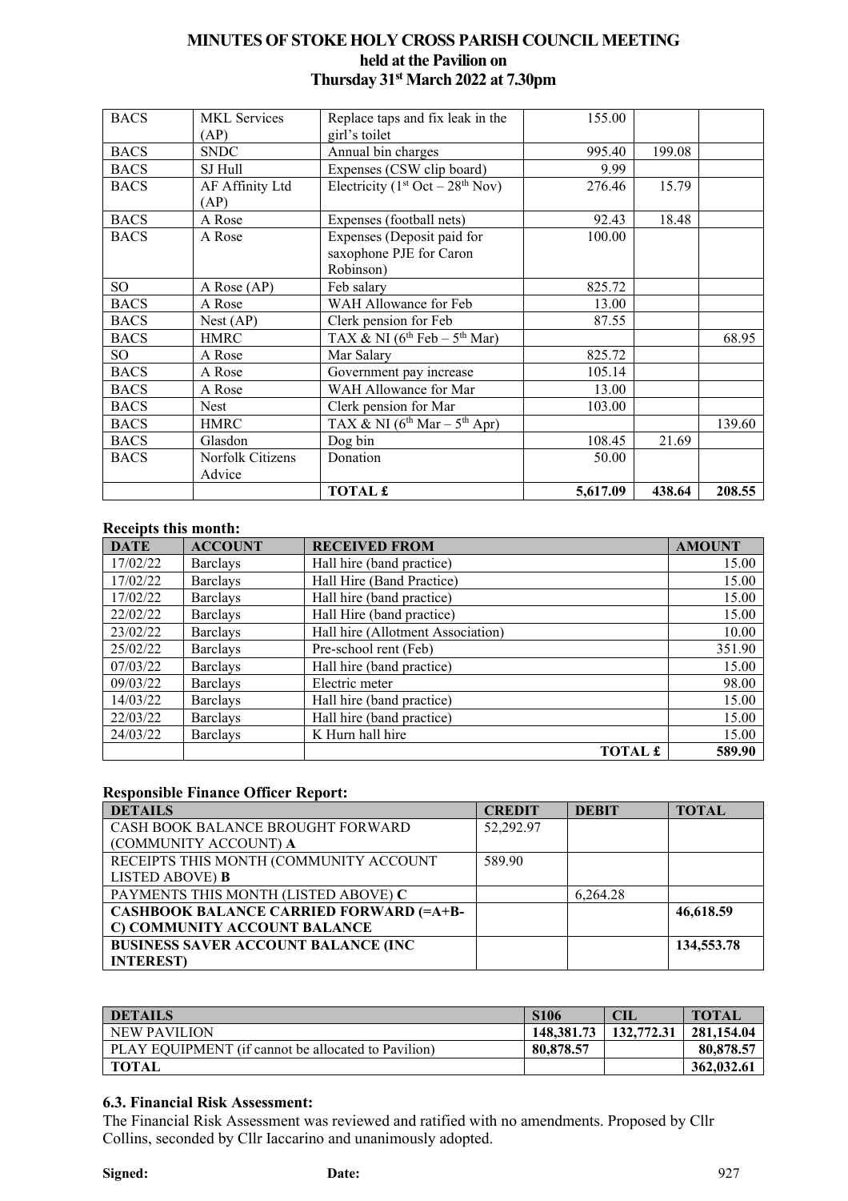# MINUTES OF STOKE HOLY CROSS PARISH COUNCIL MEETING held at the Pavilion on Thursday 31st March 2022 at 7.30pm

| | | | | | |
|---|---|---|---|---|---|
| BACS | MKL Services (AP) | Replace taps and fix leak in the girl's toilet | 155.00 | | |
| BACS | SNDC | Annual bin charges | 995.40 | 199.08 | |
| BACS | SJ Hull | Expenses (CSW clip board) | 9.99 | | |
| BACS | AF Affinity Ltd (AP) | Electricity (1st Oct – 28th Nov) | 276.46 | 15.79 | |
| BACS | A Rose | Expenses (football nets) | 92.43 | 18.48 | |
| BACS | A Rose | Expenses (Deposit paid for saxophone PJE for Caron Robinson) | 100.00 | | |
| SO | A Rose (AP) | Feb salary | 825.72 | | |
| BACS | A Rose | WAH Allowance for Feb | 13.00 | | |
| BACS | Nest (AP) | Clerk pension for Feb | 87.55 | | |
| BACS | HMRC | TAX & NI (6th Feb – 5th Mar) | | | 68.95 |
| SO | A Rose | Mar Salary | 825.72 | | |
| BACS | A Rose | Government pay increase | 105.14 | | |
| BACS | A Rose | WAH Allowance for Mar | 13.00 | | |
| BACS | Nest | Clerk pension for Mar | 103.00 | | |
| BACS | HMRC | TAX & NI (6th Mar – 5th Apr) | | | 139.60 |
| BACS | Glasdon | Dog bin | 108.45 | 21.69 | |
| BACS | Norfolk Citizens Advice | Donation | 50.00 | | |
| | | **TOTAL £** | **5,617.09** | **438.64** | **208.55** |

**Receipts this month:**

| DATE | ACCOUNT | RECEIVED FROM | AMOUNT |
|---|---|---|---|
| 17/02/22 | Barclays | Hall hire (band practice) | 15.00 |
| 17/02/22 | Barclays | Hall Hire (Band Practice) | 15.00 |
| 17/02/22 | Barclays | Hall hire (band practice) | 15.00 |
| 22/02/22 | Barclays | Hall Hire (band practice) | 15.00 |
| 23/02/22 | Barclays | Hall hire (Allotment Association) | 10.00 |
| 25/02/22 | Barclays | Pre-school rent (Feb) | 351.90 |
| 07/03/22 | Barclays | Hall hire (band practice) | 15.00 |
| 09/03/22 | Barclays | Electric meter | 98.00 |
| 14/03/22 | Barclays | Hall hire (band practice) | 15.00 |
| 22/03/22 | Barclays | Hall hire (band practice) | 15.00 |
| 24/03/22 | Barclays | K Hurn hall hire | 15.00 |
| | | **TOTAL £** | **589.90** |

**Responsible Finance Officer Report:**

| DETAILS | CREDIT | DEBIT | TOTAL |
|---|---|---|---|
| CASH BOOK BALANCE BROUGHT FORWARD (COMMUNITY ACCOUNT) **A** | 52,292.97 | | |
| RECEIPTS THIS MONTH (COMMUNITY ACCOUNT LISTED ABOVE) **B** | 589.90 | | |
| PAYMENTS THIS MONTH (LISTED ABOVE) **C** | | 6,264.28 | |
| **CASHBOOK BALANCE CARRIED FORWARD (=A+B-C) COMMUNITY ACCOUNT BALANCE** | | | **46,618.59** |
| **BUSINESS SAVER ACCOUNT BALANCE (INC INTEREST)** | | | **134,553.78** |

| DETAILS | S106 | CIL | TOTAL |
|---|---|---|---|
| NEW PAVILION | **148,381.73** | **132,772.31** | **281,154.04** |
| PLAY EQUIPMENT (if cannot be allocated to Pavilion) | **80,878.57** | | **80,878.57** |
| **TOTAL** | | | **362,032.61** |

### 6.3. Financial Risk Assessment:

The Financial Risk Assessment was reviewed and ratified with no amendments. Proposed by Cllr Collins, seconded by Cllr Iaccarino and unanimously adopted.

**Signed:** **Date:**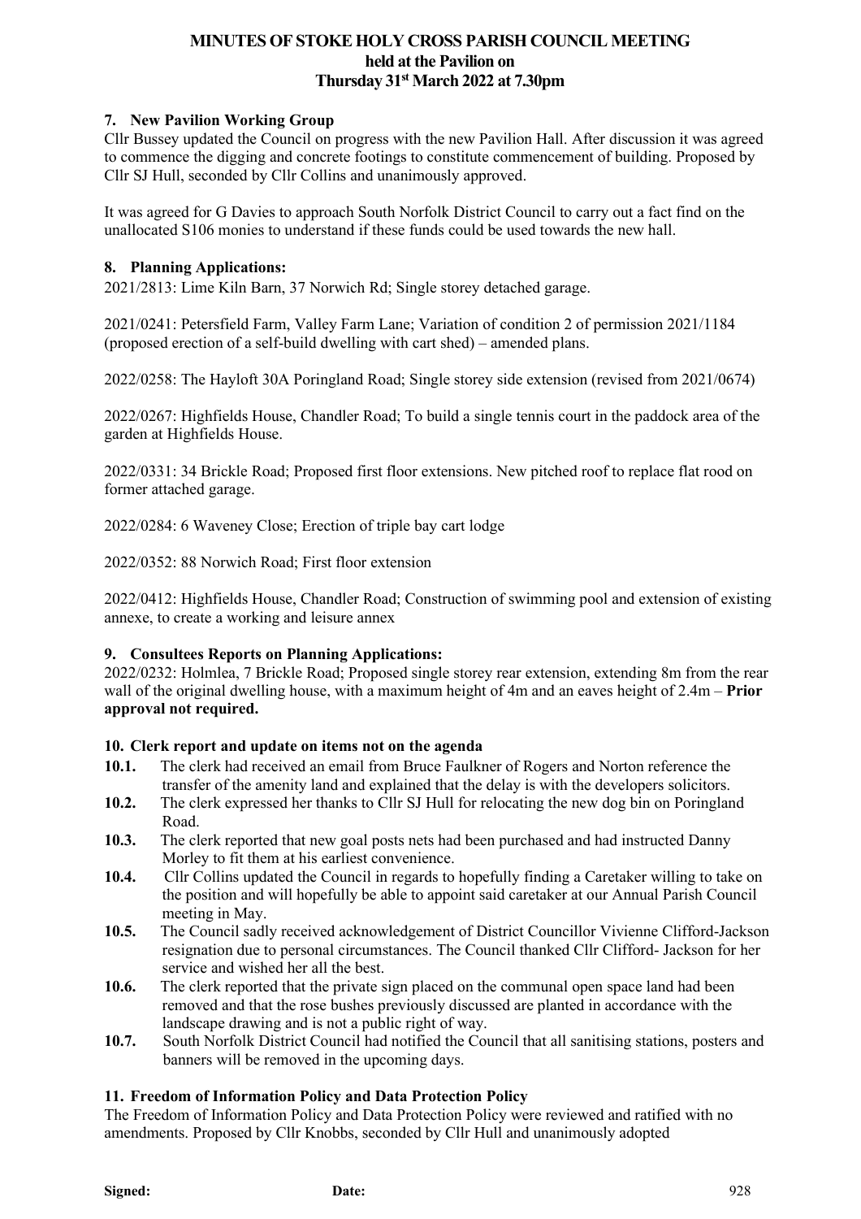# MINUTES OF STOKE HOLY CROSS PARISH COUNCIL MEETING
## held at the Pavilion on
## Thursday 31st March 2022 at 7.30pm

### 7. New Pavilion Working Group

Cllr Bussey updated the Council on progress with the new Pavilion Hall. After discussion it was agreed to commence the digging and concrete footings to constitute commencement of building. Proposed by Cllr SJ Hull, seconded by Cllr Collins and unanimously approved.

It was agreed for G Davies to approach South Norfolk District Council to carry out a fact find on the unallocated S106 monies to understand if these funds could be used towards the new hall.

### 8. Planning Applications:

2021/2813: Lime Kiln Barn, 37 Norwich Rd; Single storey detached garage.

2021/0241: Petersfield Farm, Valley Farm Lane; Variation of condition 2 of permission 2021/1184 (proposed erection of a self-build dwelling with cart shed) – amended plans.

2022/0258: The Hayloft 30A Poringland Road; Single storey side extension (revised from 2021/0674)

2022/0267: Highfields House, Chandler Road; To build a single tennis court in the paddock area of the garden at Highfields House.

2022/0331: 34 Brickle Road; Proposed first floor extensions. New pitched roof to replace flat rood on former attached garage.

2022/0284: 6 Waveney Close; Erection of triple bay cart lodge

2022/0352: 88 Norwich Road; First floor extension

2022/0412: Highfields House, Chandler Road; Construction of swimming pool and extension of existing annexe, to create a working and leisure annex

### 9. Consultees Reports on Planning Applications:

2022/0232: Holmlea, 7 Brickle Road; Proposed single storey rear extension, extending 8m from the rear wall of the original dwelling house, with a maximum height of 4m and an eaves height of 2.4m – **Prior approval not required.**

### 10. Clerk report and update on items not on the agenda

**10.1.** The clerk had received an email from Bruce Faulkner of Rogers and Norton reference the transfer of the amenity land and explained that the delay is with the developers solicitors.

**10.2.** The clerk expressed her thanks to Cllr SJ Hull for relocating the new dog bin on Poringland Road.

**10.3.** The clerk reported that new goal posts nets had been purchased and had instructed Danny Morley to fit them at his earliest convenience.

**10.4.** Cllr Collins updated the Council in regards to hopefully finding a Caretaker willing to take on the position and will hopefully be able to appoint said caretaker at our Annual Parish Council meeting in May.

**10.5.** The Council sadly received acknowledgement of District Councillor Vivienne Clifford-Jackson resignation due to personal circumstances. The Council thanked Cllr Clifford- Jackson for her service and wished her all the best.

**10.6.** The clerk reported that the private sign placed on the communal open space land had been removed and that the rose bushes previously discussed are planted in accordance with the landscape drawing and is not a public right of way.

**10.7.** South Norfolk District Council had notified the Council that all sanitising stations, posters and banners will be removed in the upcoming days.

### 11. Freedom of Information Policy and Data Protection Policy

The Freedom of Information Policy and Data Protection Policy were reviewed and ratified with no amendments. Proposed by Cllr Knobbs, seconded by Cllr Hull and unanimously adopted

**Signed:** **Date:**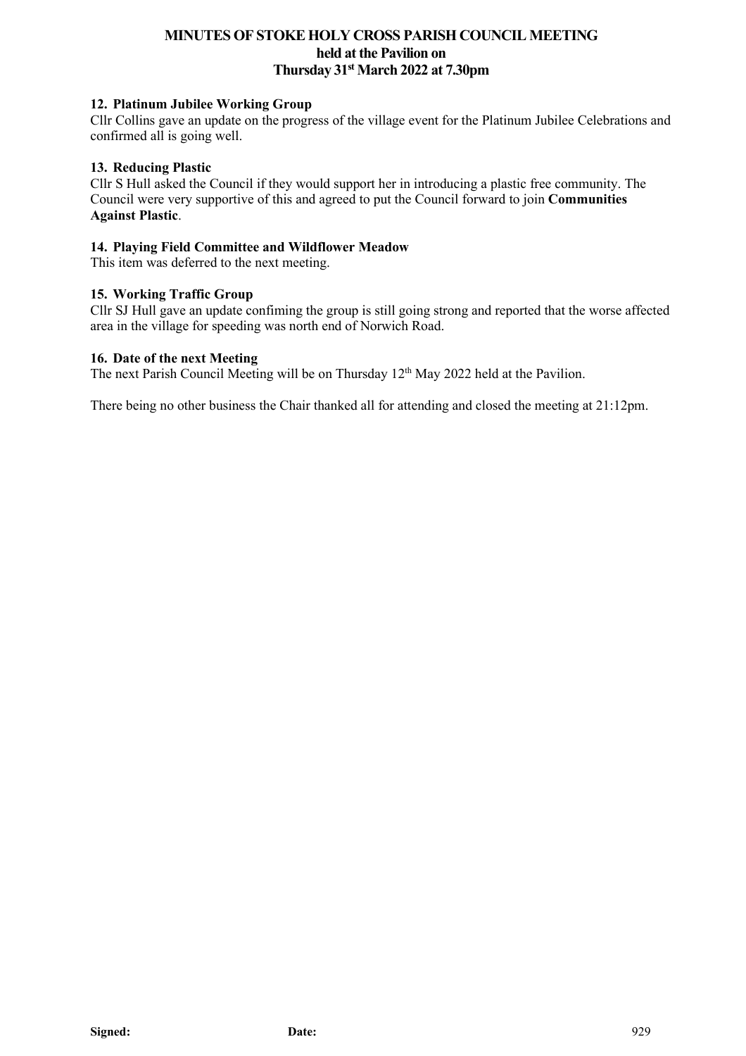# MINUTES OF STOKE HOLY CROSS PARISH COUNCIL MEETING
## held at the Pavilion on
## Thursday 31st March 2022 at 7.30pm

### 12. Platinum Jubilee Working Group

Cllr Collins gave an update on the progress of the village event for the Platinum Jubilee Celebrations and confirmed all is going well.

### 13. Reducing Plastic

Cllr S Hull asked the Council if they would support her in introducing a plastic free community. The Council were very supportive of this and agreed to put the Council forward to join **Communities Against Plastic**.

### 14. Playing Field Committee and Wildflower Meadow

This item was deferred to the next meeting.

### 15. Working Traffic Group

Cllr SJ Hull gave an update confiming the group is still going strong and reported that the worse affected area in the village for speeding was north end of Norwich Road.

### 16. Date of the next Meeting

The next Parish Council Meeting will be on Thursday 12th May 2022 held at the Pavilion.

There being no other business the Chair thanked all for attending and closed the meeting at 21:12pm.

**Signed:** **Date:**